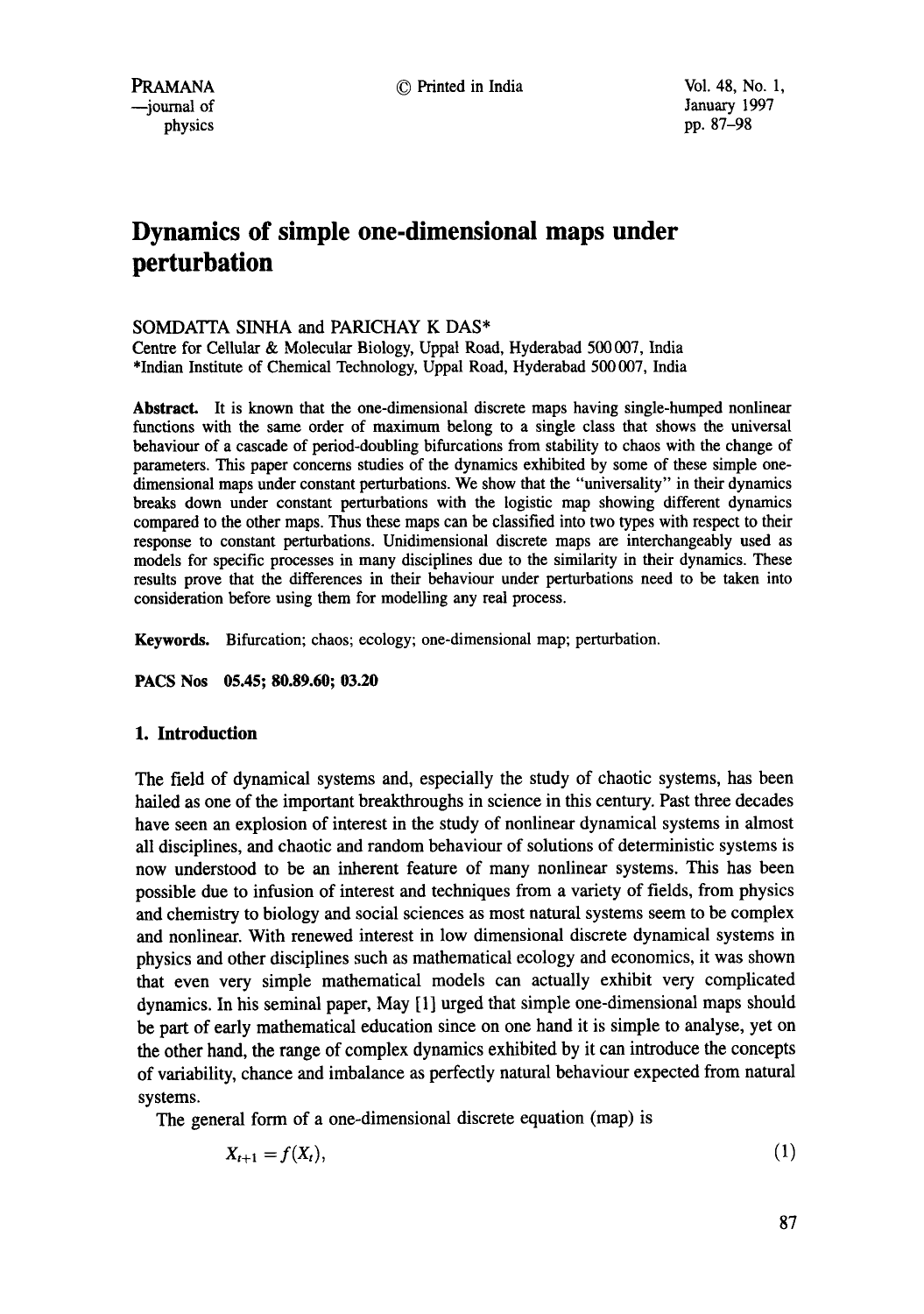# Dynamics of simple one-dimensional maps under perturbation

SOMDATTA SINHA and PARICHAY K DAS*

Centre for Cellular & Molecular Biology, Uppal Road, Hyderabad 500 007, India
*Indian Institute of Chemical Technology, Uppal Road, Hyderabad 500 007, India

**Abstract.** It is known that the one-dimensional discrete maps having single-humped nonlinear functions with the same order of maximum belong to a single class that shows the universal behaviour of a cascade of period-doubling bifurcations from stability to chaos with the change of parameters. This paper concerns studies of the dynamics exhibited by some of these simple one-dimensional maps under constant perturbations. We show that the "universality" in their dynamics breaks down under constant perturbations with the logistic map showing different dynamics compared to the other maps. Thus these maps can be classified into two types with respect to their response to constant perturbations. Unidimensional discrete maps are interchangeably used as models for specific processes in many disciplines due to the similarity in their dynamics. These results prove that the differences in their behaviour under perturbations need to be taken into consideration before using them for modelling any real process.

**Keywords.** Bifurcation; chaos; ecology; one-dimensional map; perturbation.

**PACS Nos 05.45; 80.89.60; 03.20**

## 1. Introduction

The field of dynamical systems and, especially the study of chaotic systems, has been hailed as one of the important breakthroughs in science in this century. Past three decades have seen an explosion of interest in the study of nonlinear dynamical systems in almost all disciplines, and chaotic and random behaviour of solutions of deterministic systems is now understood to be an inherent feature of many nonlinear systems. This has been possible due to infusion of interest and techniques from a variety of fields, from physics and chemistry to biology and social sciences as most natural systems seem to be complex and nonlinear. With renewed interest in low dimensional discrete dynamical systems in physics and other disciplines such as mathematical ecology and economics, it was shown that even very simple mathematical models can actually exhibit very complicated dynamics. In his seminal paper, May [1] urged that simple one-dimensional maps should be part of early mathematical education since on one hand it is simple to analyse, yet on the other hand, the range of complex dynamics exhibited by it can introduce the concepts of variability, chance and imbalance as perfectly natural behaviour expected from natural systems.

The general form of a one-dimensional discrete equation (map) is

$$X_{t+1} = f(X_t), \tag{1}$$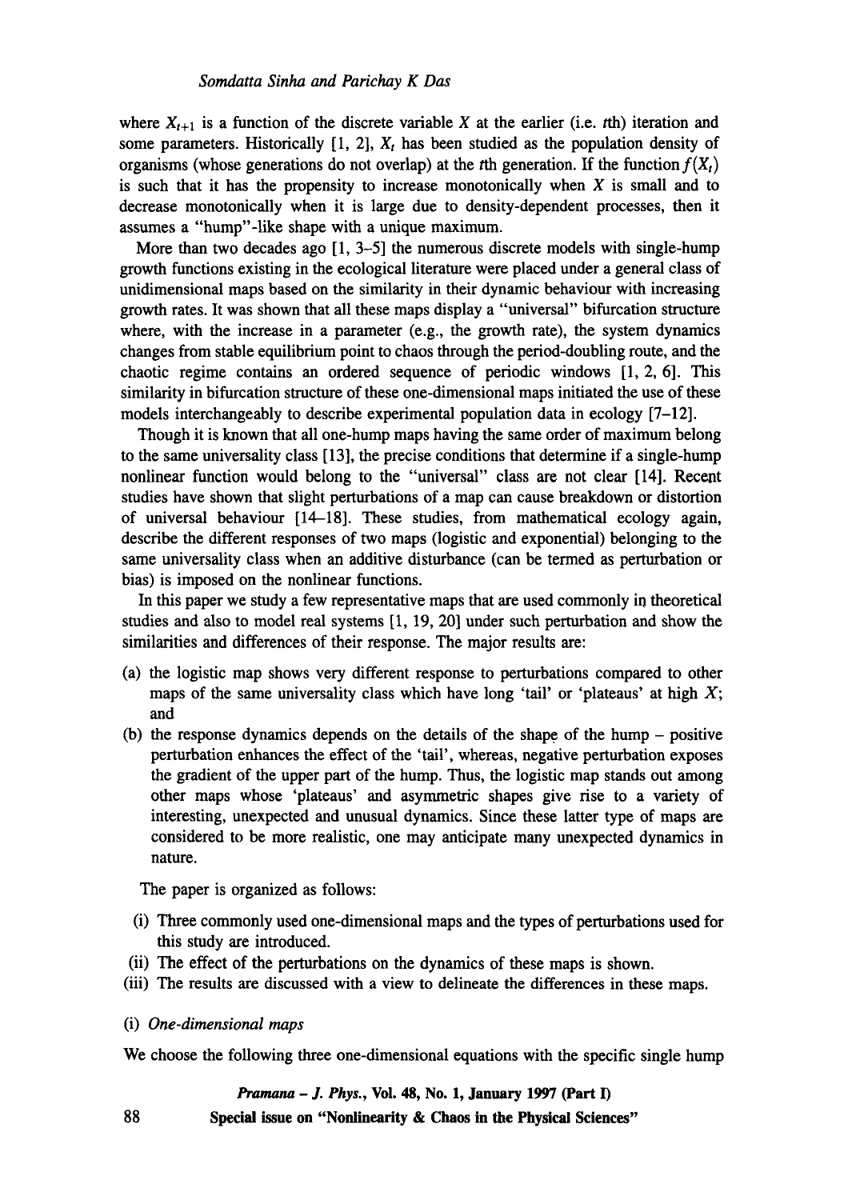where $X_{t+1}$ is a function of the discrete variable $X$ at the earlier (i.e. $t$th) iteration and some parameters. Historically [1, 2], $X_t$ has been studied as the population density of organisms (whose generations do not overlap) at the $t$th generation. If the function $f(X_t)$ is such that it has the propensity to increase monotonically when $X$ is small and to decrease monotonically when it is large due to density-dependent processes, then it assumes a "hump"-like shape with a unique maximum.

More than two decades ago [1, 3–5] the numerous discrete models with single-hump growth functions existing in the ecological literature were placed under a general class of unidimensional maps based on the similarity in their dynamic behaviour with increasing growth rates. It was shown that all these maps display a "universal" bifurcation structure where, with the increase in a parameter (e.g., the growth rate), the system dynamics changes from stable equilibrium point to chaos through the period-doubling route, and the chaotic regime contains an ordered sequence of periodic windows [1, 2, 6]. This similarity in bifurcation structure of these one-dimensional maps initiated the use of these models interchangeably to describe experimental population data in ecology [7–12].

Though it is known that all one-hump maps having the same order of maximum belong to the same universality class [13], the precise conditions that determine if a single-hump nonlinear function would belong to the "universal" class are not clear [14]. Recent studies have shown that slight perturbations of a map can cause breakdown or distortion of universal behaviour [14–18]. These studies, from mathematical ecology again, describe the different responses of two maps (logistic and exponential) belonging to the same universality class when an additive disturbance (can be termed as perturbation or bias) is imposed on the nonlinear functions.

In this paper we study a few representative maps that are used commonly in theoretical studies and also to model real systems [1, 19, 20] under such perturbation and show the similarities and differences of their response. The major results are:

(a) the logistic map shows very different response to perturbations compared to other maps of the same universality class which have long 'tail' or 'plateaus' at high $X$; and

(b) the response dynamics depends on the details of the shape of the hump – positive perturbation enhances the effect of the 'tail', whereas, negative perturbation exposes the gradient of the upper part of the hump. Thus, the logistic map stands out among other maps whose 'plateaus' and asymmetric shapes give rise to a variety of interesting, unexpected and unusual dynamics. Since these latter type of maps are considered to be more realistic, one may anticipate many unexpected dynamics in nature.

The paper is organized as follows:

(i) Three commonly used one-dimensional maps and the types of perturbations used for this study are introduced.

(ii) The effect of the perturbations on the dynamics of these maps is shown.

(iii) The results are discussed with a view to delineate the differences in these maps.

(i) *One-dimensional maps*

We choose the following three one-dimensional equations with the specific single hump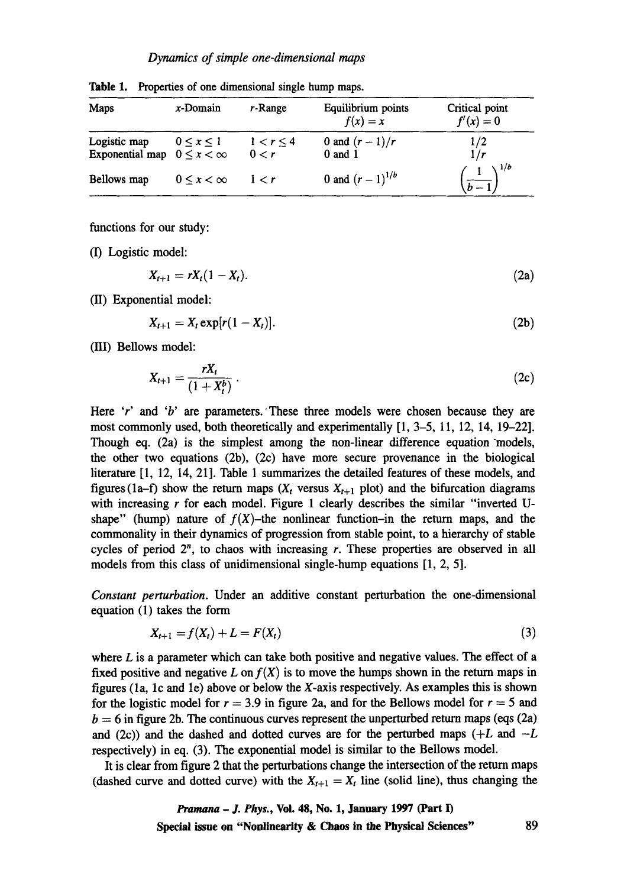**Table 1.** Properties of one dimensional single hump maps.

| Maps | $x$-Domain | $r$-Range | Equilibrium points $f(x) = x$ | Critical point $f'(x) = 0$ |
|---|---|---|---|---|
| Logistic map | $0 \leq x \leq 1$ | $1 < r \leq 4$ | 0 and $(r-1)/r$ | $1/2$ |
| Exponential map | $0 \leq x < \infty$ | $0 < r$ | 0 and 1 | $1/r$ |
| Bellows map | $0 \leq x < \infty$ | $1 < r$ | 0 and $(r-1)^{1/b}$ | $\left(\frac{1}{b-1}\right)^{1/b}$ |

functions for our study:

(I) Logistic model:

$$X_{t+1} = rX_t(1 - X_t). \tag{2a}$$

(II) Exponential model:

$$X_{t+1} = X_t \exp[r(1 - X_t)]. \tag{2b}$$

(III) Bellows model:

$$X_{t+1} = \frac{rX_t}{(1 + X_t^b)}. \tag{2c}$$

Here '$r$' and '$b$' are parameters. These three models were chosen because they are most commonly used, both theoretically and experimentally [1, 3–5, 11, 12, 14, 19–22]. Though eq. (2a) is the simplest among the non-linear difference equation models, the other two equations (2b), (2c) have more secure provenance in the biological literature [1, 12, 14, 21]. Table 1 summarizes the detailed features of these models, and figures (1a–f) show the return maps ($X_t$ versus $X_{t+1}$ plot) and the bifurcation diagrams with increasing $r$ for each model. Figure 1 clearly describes the similar "inverted U-shape" (hump) nature of $f(X)$–the nonlinear function–in the return maps, and the commonality in their dynamics of progression from stable point, to a hierarchy of stable cycles of period $2^n$, to chaos with increasing $r$. These properties are observed in all models from this class of unidimensional single-hump equations [1, 2, 5].

*Constant perturbation.* Under an additive constant perturbation the one-dimensional equation (1) takes the form

$$X_{t+1} = f(X_t) + L = F(X_t) \tag{3}$$

where $L$ is a parameter which can take both positive and negative values. The effect of a fixed positive and negative $L$ on $f(X)$ is to move the humps shown in the return maps in figures (1a, 1c and 1e) above or below the $X$-axis respectively. As examples this is shown for the logistic model for $r = 3.9$ in figure 2a, and for the Bellows model for $r = 5$ and $b = 6$ in figure 2b. The continuous curves represent the unperturbed return maps (eqs (2a) and (2c)) and the dashed and dotted curves are for the perturbed maps ($+L$ and $-L$ respectively) in eq. (3). The exponential model is similar to the Bellows model.

It is clear from figure 2 that the perturbations change the intersection of the return maps (dashed curve and dotted curve) with the $X_{t+1} = X_t$ line (solid line), thus changing the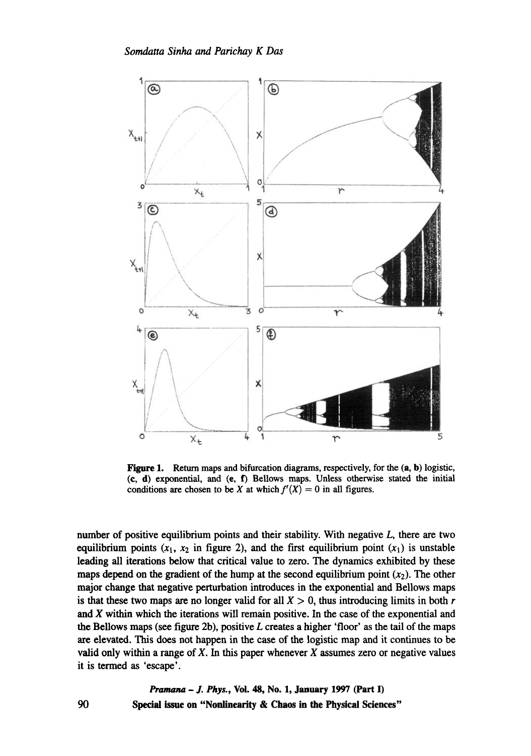**Figure 1.** Return maps and bifurcation diagrams, respectively, for the (**a**, **b**) logistic, (**c**, **d**) exponential, and (**e**, **f**) Bellows maps. Unless otherwise stated the initial conditions are chosen to be $X$ at which $f'(X) = 0$ in all figures.

number of positive equilibrium points and their stability. With negative $L$, there are two equilibrium points ($x_1$, $x_2$ in figure 2), and the first equilibrium point ($x_1$) is unstable leading all iterations below that critical value to zero. The dynamics exhibited by these maps depend on the gradient of the hump at the second equilibrium point ($x_2$). The other major change that negative perturbation introduces in the exponential and Bellows maps is that these two maps are no longer valid for all $X > 0$, thus introducing limits in both $r$ and $X$ within which the iterations will remain positive. In the case of the exponential and the Bellows maps (see figure 2b), positive $L$ creates a higher 'floor' as the tail of the maps are elevated. This does not happen in the case of the logistic map and it continues to be valid only within a range of $X$. In this paper whenever $X$ assumes zero or negative values it is termed as 'escape'.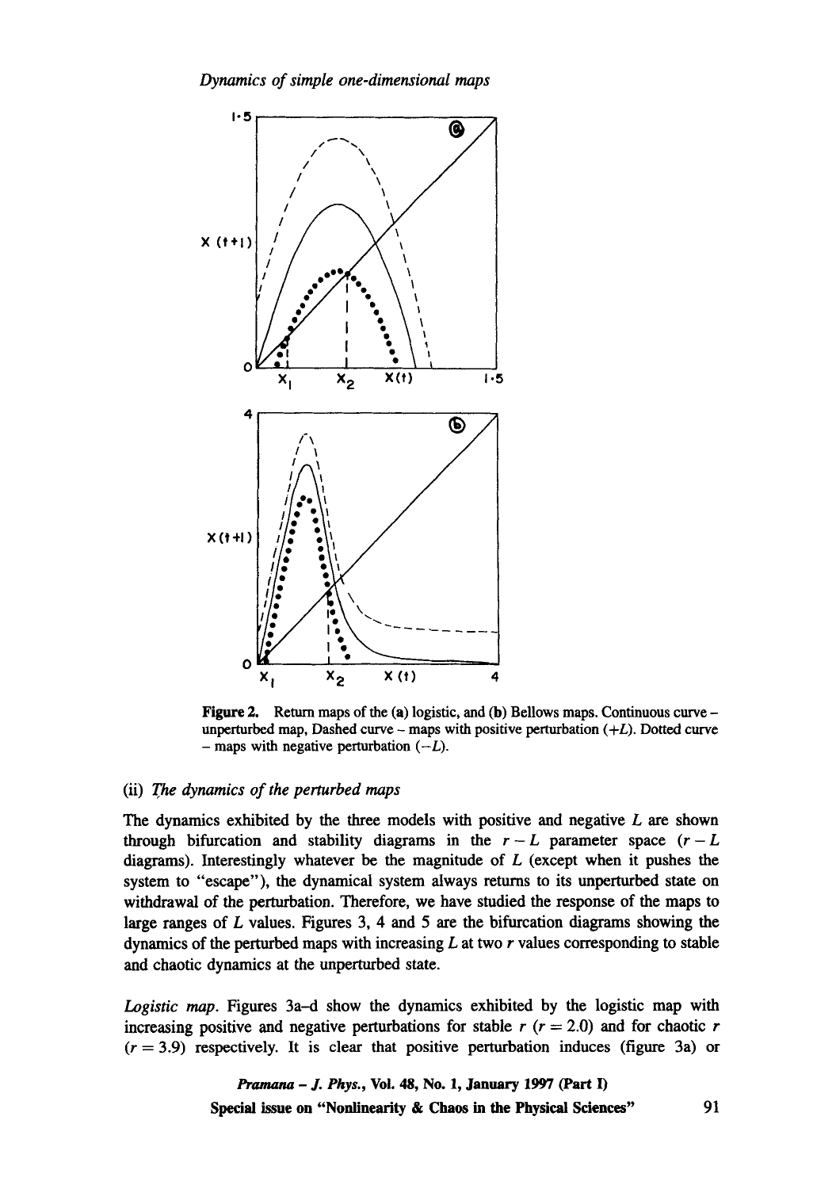Figure 2. Return maps of the (a) logistic, and (b) Bellows maps. Continuous curve – unperturbed map, Dashed curve – maps with positive perturbation ($+L$). Dotted curve – maps with negative perturbation ($-L$).

(ii) *The dynamics of the perturbed maps*

The dynamics exhibited by the three models with positive and negative $L$ are shown through bifurcation and stability diagrams in the $r-L$ parameter space ($r-L$ diagrams). Interestingly whatever be the magnitude of $L$ (except when it pushes the system to "escape"), the dynamical system always returns to its unperturbed state on withdrawal of the perturbation. Therefore, we have studied the response of the maps to large ranges of $L$ values. Figures 3, 4 and 5 are the bifurcation diagrams showing the dynamics of the perturbed maps with increasing $L$ at two $r$ values corresponding to stable and chaotic dynamics at the unperturbed state.

*Logistic map.* Figures 3a–d show the dynamics exhibited by the logistic map with increasing positive and negative perturbations for stable $r$ ($r = 2.0$) and for chaotic $r$ ($r = 3.9$) respectively. It is clear that positive perturbation induces (figure 3a) or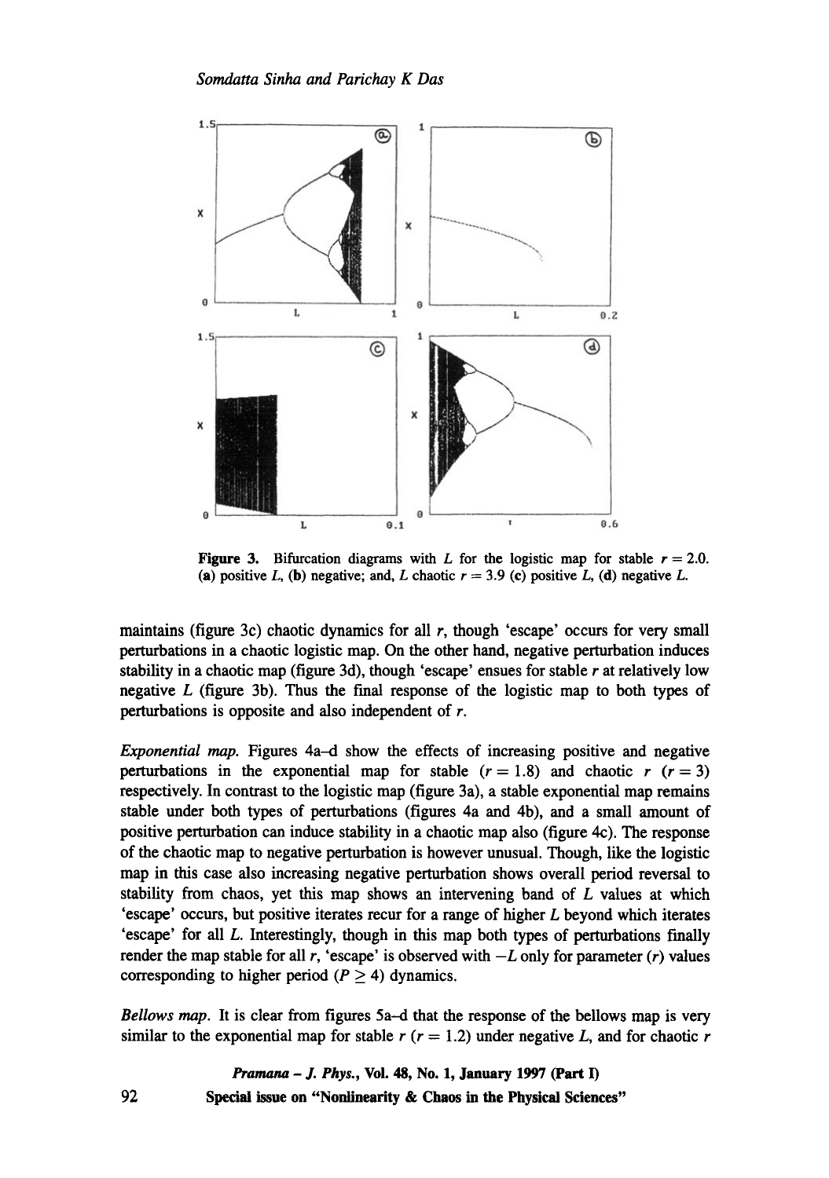**Figure 3.** Bifurcation diagrams with $L$ for the logistic map for stable $r = 2.0$. (**a**) positive $L$, (**b**) negative; and, $L$ chaotic $r = 3.9$ (**c**) positive $L$, (**d**) negative $L$.

maintains (figure 3c) chaotic dynamics for all $r$, though 'escape' occurs for very small perturbations in a chaotic logistic map. On the other hand, negative perturbation induces stability in a chaotic map (figure 3d), though 'escape' ensues for stable $r$ at relatively low negative $L$ (figure 3b). Thus the final response of the logistic map to both types of perturbations is opposite and also independent of $r$.

*Exponential map.* Figures 4a–d show the effects of increasing positive and negative perturbations in the exponential map for stable ($r = 1.8$) and chaotic $r$ ($r = 3$) respectively. In contrast to the logistic map (figure 3a), a stable exponential map remains stable under both types of perturbations (figures 4a and 4b), and a small amount of positive perturbation can induce stability in a chaotic map also (figure 4c). The response of the chaotic map to negative perturbation is however unusual. Though, like the logistic map in this case also increasing negative perturbation shows overall period reversal to stability from chaos, yet this map shows an intervening band of $L$ values at which 'escape' occurs, but positive iterates recur for a range of higher $L$ beyond which iterates 'escape' for all $L$. Interestingly, though in this map both types of perturbations finally render the map stable for all $r$, 'escape' is observed with $-L$ only for parameter ($r$) values corresponding to higher period ($P \geq 4$) dynamics.

*Bellows map.* It is clear from figures 5a–d that the response of the bellows map is very similar to the exponential map for stable $r$ ($r = 1.2$) under negative $L$, and for chaotic $r$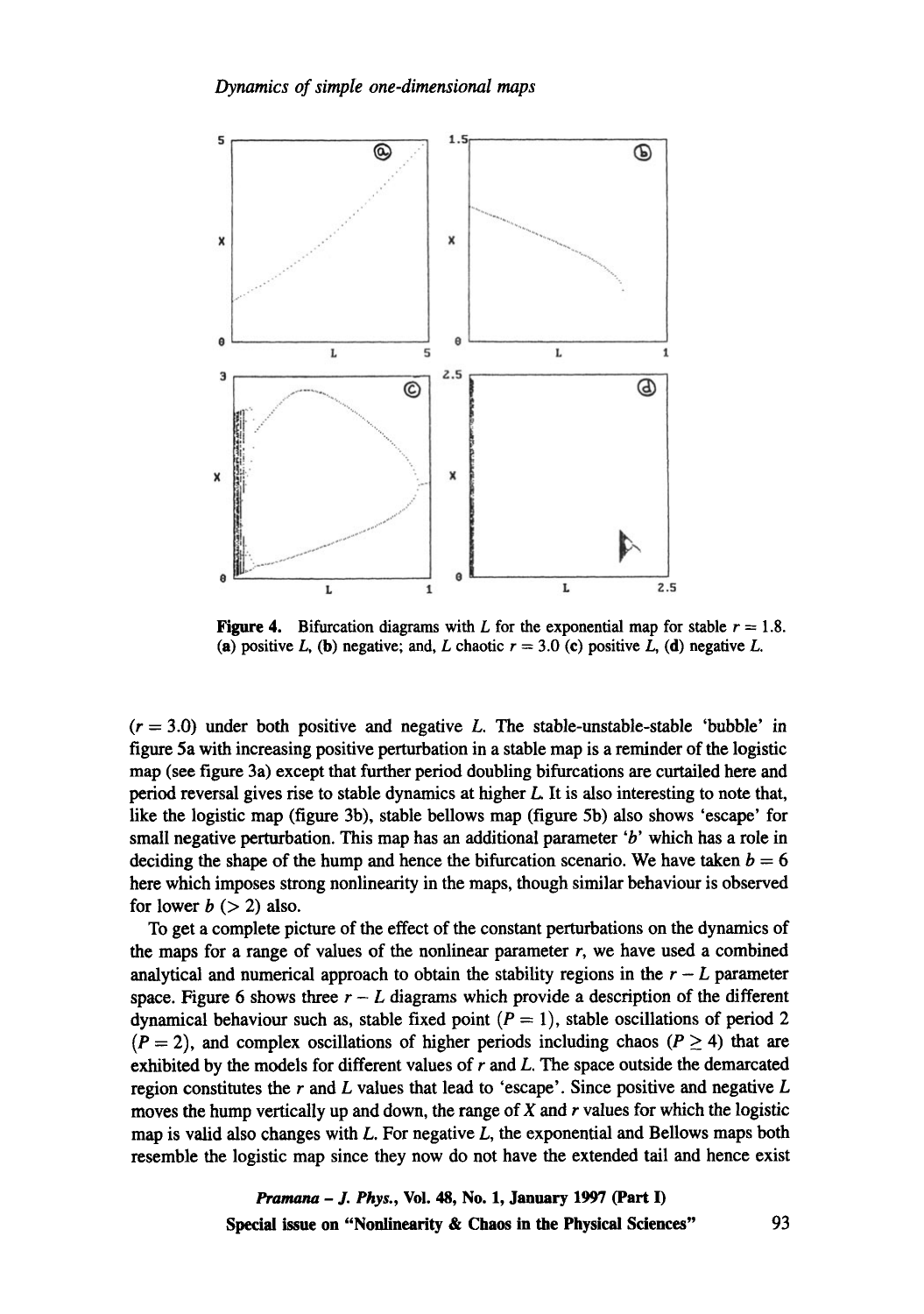**Figure 4.** Bifurcation diagrams with $L$ for the exponential map for stable $r = 1.8$. (**a**) positive $L$, (**b**) negative; and, $L$ chaotic $r = 3.0$ (**c**) positive $L$, (**d**) negative $L$.

($r = 3.0$) under both positive and negative $L$. The stable-unstable-stable 'bubble' in figure 5a with increasing positive perturbation in a stable map is a reminder of the logistic map (see figure 3a) except that further period doubling bifurcations are curtailed here and period reversal gives rise to stable dynamics at higher $L$. It is also interesting to note that, like the logistic map (figure 3b), stable bellows map (figure 5b) also shows 'escape' for small negative perturbation. This map has an additional parameter '$b$' which has a role in deciding the shape of the hump and hence the bifurcation scenario. We have taken $b = 6$ here which imposes strong nonlinearity in the maps, though similar behaviour is observed for lower $b$ ($> 2$) also.

To get a complete picture of the effect of the constant perturbations on the dynamics of the maps for a range of values of the nonlinear parameter $r$, we have used a combined analytical and numerical approach to obtain the stability regions in the $r - L$ parameter space. Figure 6 shows three $r - L$ diagrams which provide a description of the different dynamical behaviour such as, stable fixed point ($P = 1$), stable oscillations of period 2 ($P = 2$), and complex oscillations of higher periods including chaos ($P \geq 4$) that are exhibited by the models for different values of $r$ and $L$. The space outside the demarcated region constitutes the $r$ and $L$ values that lead to 'escape'. Since positive and negative $L$ moves the hump vertically up and down, the range of $X$ and $r$ values for which the logistic map is valid also changes with $L$. For negative $L$, the exponential and Bellows maps both resemble the logistic map since they now do not have the extended tail and hence exist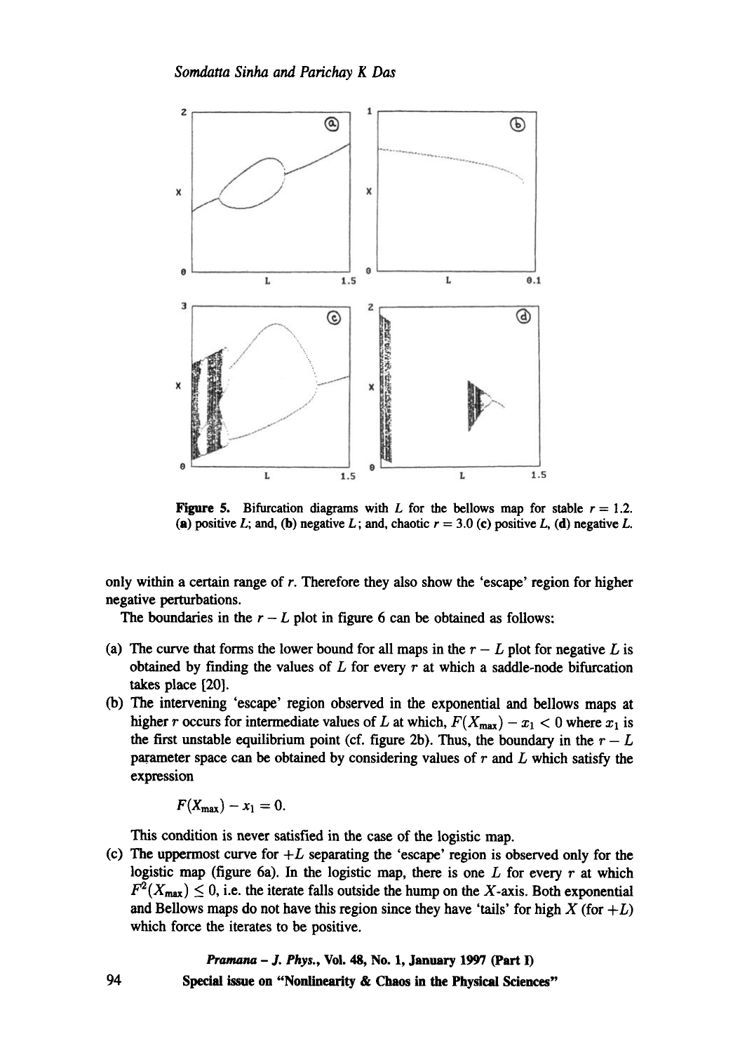**Figure 5.** Bifurcation diagrams with $L$ for the bellows map for stable $r = 1.2$. (**a**) positive $L$; and, (**b**) negative $L$; and, chaotic $r = 3.0$ (**c**) positive $L$, (**d**) negative $L$.

only within a certain range of $r$. Therefore they also show the 'escape' region for higher negative perturbations.

The boundaries in the $r - L$ plot in figure 6 can be obtained as follows:

(a) The curve that forms the lower bound for all maps in the $r - L$ plot for negative $L$ is obtained by finding the values of $L$ for every $r$ at which a saddle-node bifurcation takes place [20].

(b) The intervening 'escape' region observed in the exponential and bellows maps at higher $r$ occurs for intermediate values of $L$ at which, $F(X_{\max}) - x_1 < 0$ where $x_1$ is the first unstable equilibrium point (cf. figure 2b). Thus, the boundary in the $r - L$ parameter space can be obtained by considering values of $r$ and $L$ which satisfy the expression

$$F(X_{\max}) - x_1 = 0.$$

This condition is never satisfied in the case of the logistic map.

(c) The uppermost curve for $+L$ separating the 'escape' region is observed only for the logistic map (figure 6a). In the logistic map, there is one $L$ for every $r$ at which $F^2(X_{\max}) \leq 0$, i.e. the iterate falls outside the hump on the $X$-axis. Both exponential and Bellows maps do not have this region since they have 'tails' for high $X$ (for $+L$) which force the iterates to be positive.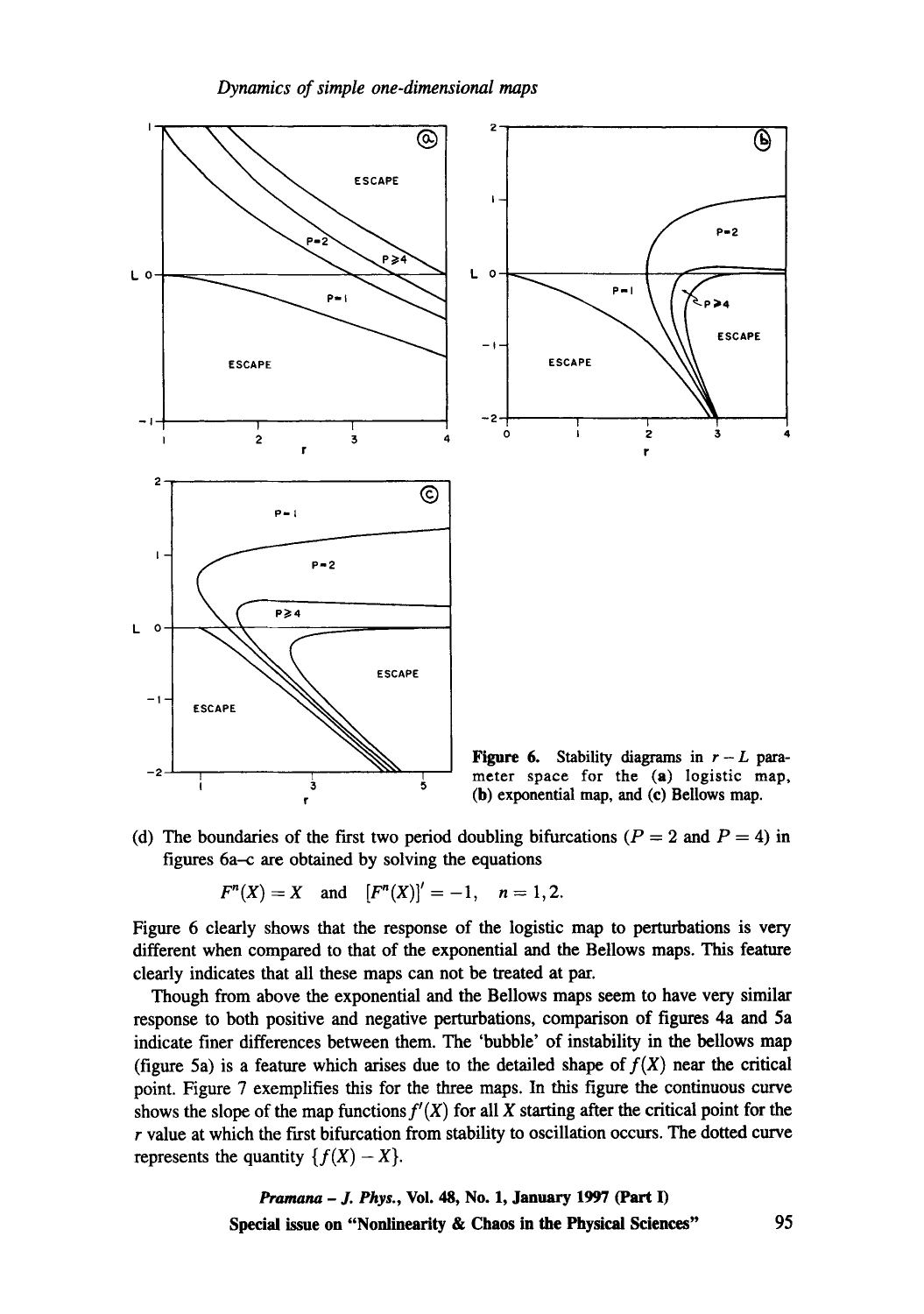Figure 6. Stability diagrams in $r-L$ parameter space for the (a) logistic map, (b) exponential map, and (c) Bellows map.

(d) The boundaries of the first two period doubling bifurcations ($P=2$ and $P=4$) in figures 6a–c are obtained by solving the equations

$$F^n(X) = X \quad \text{and} \quad [F^n(X)]' = -1, \quad n = 1, 2.$$

Figure 6 clearly shows that the response of the logistic map to perturbations is very different when compared to that of the exponential and the Bellows maps. This feature clearly indicates that all these maps can not be treated at par.

Though from above the exponential and the Bellows maps seem to have very similar response to both positive and negative perturbations, comparison of figures 4a and 5a indicate finer differences between them. The 'bubble' of instability in the bellows map (figure 5a) is a feature which arises due to the detailed shape of $f(X)$ near the critical point. Figure 7 exemplifies this for the three maps. In this figure the continuous curve shows the slope of the map functions $f'(X)$ for all $X$ starting after the critical point for the $r$ value at which the first bifurcation from stability to oscillation occurs. The dotted curve represents the quantity $\{f(X) - X\}$.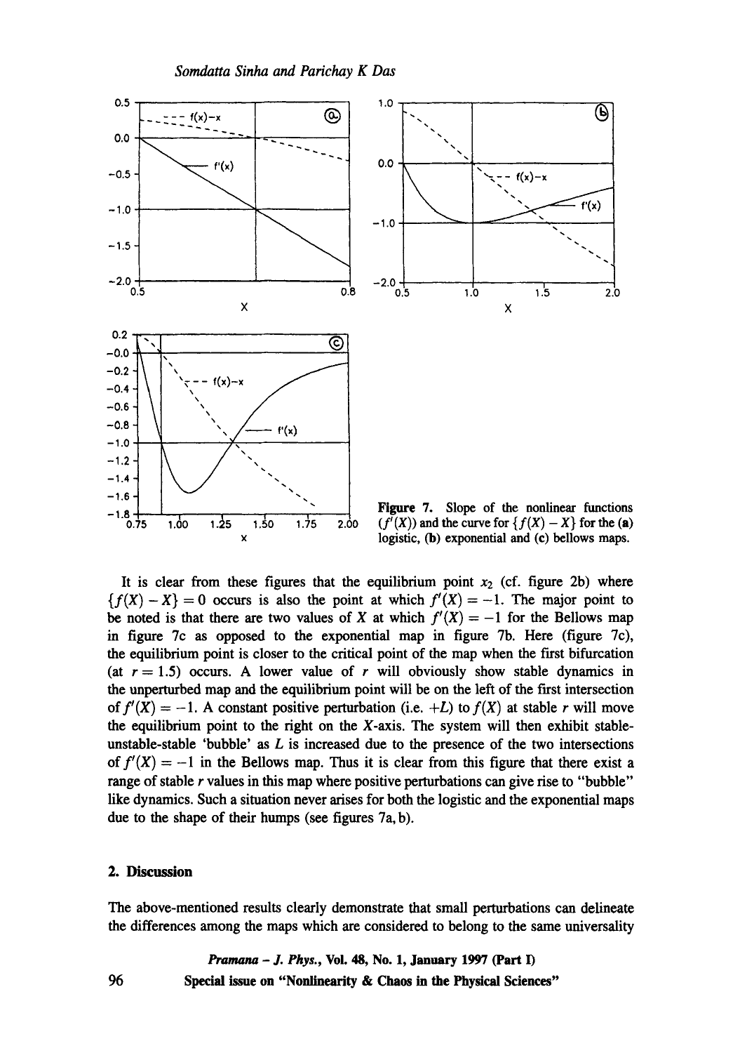Figure 7. Slope of the nonlinear functions ($f'(X)$) and the curve for $\{f(X) - X\}$ for the (a) logistic, (b) exponential and (c) bellows maps.

It is clear from these figures that the equilibrium point $x_2$ (cf. figure 2b) where $\{f(X) - X\} = 0$ occurs is also the point at which $f'(X) = -1$. The major point to be noted is that there are two values of $X$ at which $f'(X) = -1$ for the Bellows map in figure 7c as opposed to the exponential map in figure 7b. Here (figure 7c), the equilibrium point is closer to the critical point of the map when the first bifurcation (at $r = 1.5$) occurs. A lower value of $r$ will obviously show stable dynamics in the unperturbed map and the equilibrium point will be on the left of the first intersection of $f'(X) = -1$. A constant positive perturbation (i.e. $+L$) to $f(X)$ at stable $r$ will move the equilibrium point to the right on the $X$-axis. The system will then exhibit stable-unstable-stable 'bubble' as $L$ is increased due to the presence of the two intersections of $f'(X) = -1$ in the Bellows map. Thus it is clear from this figure that there exist a range of stable $r$ values in this map where positive perturbations can give rise to "bubble" like dynamics. Such a situation never arises for both the logistic and the exponential maps due to the shape of their humps (see figures 7a, b).

## 2. Discussion

The above-mentioned results clearly demonstrate that small perturbations can delineate the differences among the maps which are considered to belong to the same universality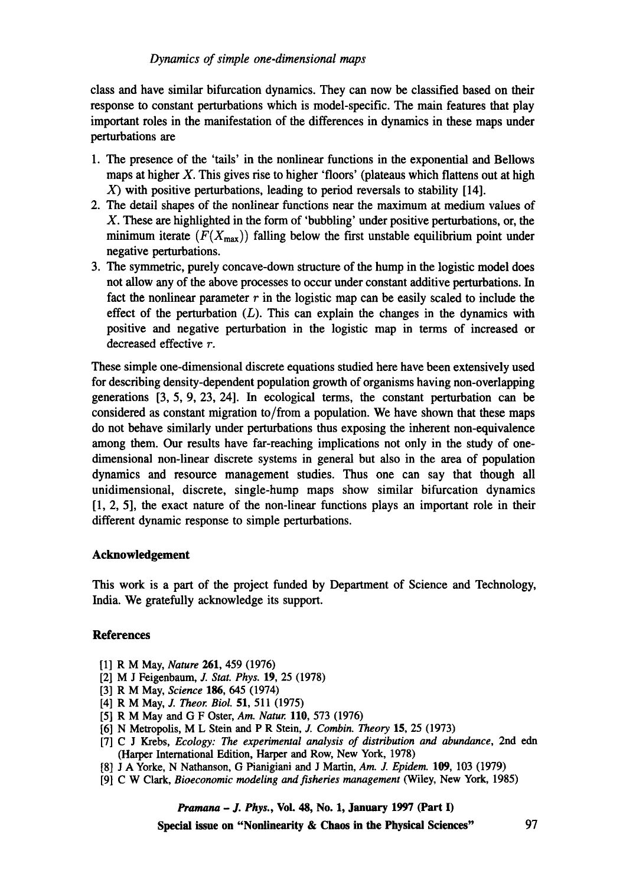class and have similar bifurcation dynamics. They can now be classified based on their response to constant perturbations which is model-specific. The main features that play important roles in the manifestation of the differences in dynamics in these maps under perturbations are

1. The presence of the 'tails' in the nonlinear functions in the exponential and Bellows maps at higher $X$. This gives rise to higher 'floors' (plateaus which flattens out at high $X$) with positive perturbations, leading to period reversals to stability [14].
2. The detail shapes of the nonlinear functions near the maximum at medium values of $X$. These are highlighted in the form of 'bubbling' under positive perturbations, or, the minimum iterate $(F(X_{\max}))$ falling below the first unstable equilibrium point under negative perturbations.
3. The symmetric, purely concave-down structure of the hump in the logistic model does not allow any of the above processes to occur under constant additive perturbations. In fact the nonlinear parameter $r$ in the logistic map can be easily scaled to include the effect of the perturbation ($L$). This can explain the changes in the dynamics with positive and negative perturbation in the logistic map in terms of increased or decreased effective $r$.

These simple one-dimensional discrete equations studied here have been extensively used for describing density-dependent population growth of organisms having non-overlapping generations [3, 5, 9, 23, 24]. In ecological terms, the constant perturbation can be considered as constant migration to/from a population. We have shown that these maps do not behave similarly under perturbations thus exposing the inherent non-equivalence among them. Our results have far-reaching implications not only in the study of one-dimensional non-linear discrete systems in general but also in the area of population dynamics and resource management studies. Thus one can say that though all unidimensional, discrete, single-hump maps show similar bifurcation dynamics [1, 2, 5], the exact nature of the non-linear functions plays an important role in their different dynamic response to simple perturbations.

## Acknowledgement

This work is a part of the project funded by Department of Science and Technology, India. We gratefully acknowledge its support.

## References

[1] R M May, *Nature* **261**, 459 (1976)
[2] M J Feigenbaum, *J. Stat. Phys.* **19**, 25 (1978)
[3] R M May, *Science* **186**, 645 (1974)
[4] R M May, *J. Theor. Biol.* **51**, 511 (1975)
[5] R M May and G F Oster, *Am. Natur.* **110**, 573 (1976)
[6] N Metropolis, M L Stein and P R Stein, *J. Combin. Theory* **15**, 25 (1973)
[7] C J Krebs, *Ecology: The experimental analysis of distribution and abundance*, 2nd edn (Harper International Edition, Harper and Row, New York, 1978)
[8] J A Yorke, N Nathanson, G Pianigiani and J Martin, *Am. J. Epidem.* **109**, 103 (1979)
[9] C W Clark, *Bioeconomic modeling and fisheries management* (Wiley, New York, 1985)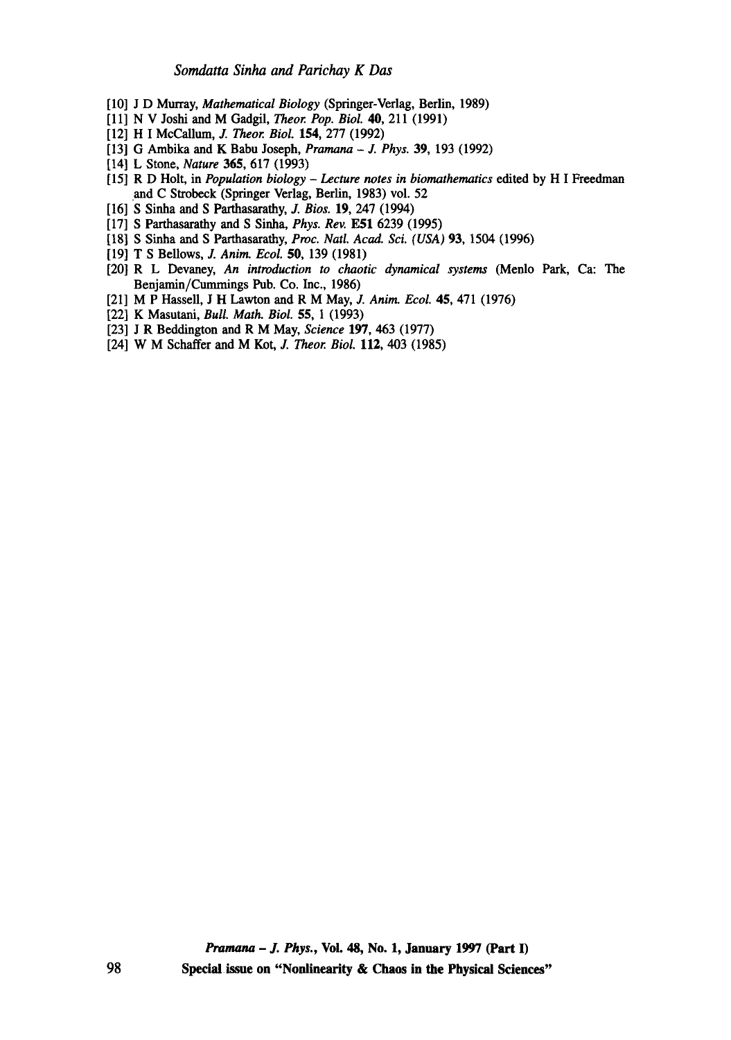[10] J D Murray, *Mathematical Biology* (Springer-Verlag, Berlin, 1989)
[11] N V Joshi and M Gadgil, *Theor. Pop. Biol.* **40**, 211 (1991)
[12] H I McCallum, *J. Theor. Biol.* **154**, 277 (1992)
[13] G Ambika and K Babu Joseph, *Pramana – J. Phys.* **39**, 193 (1992)
[14] L Stone, *Nature* **365**, 617 (1993)
[15] R D Holt, in *Population biology – Lecture notes in biomathematics* edited by H I Freedman and C Strobeck (Springer Verlag, Berlin, 1983) vol. 52
[16] S Sinha and S Parthasarathy, *J. Bios.* **19**, 247 (1994)
[17] S Parthasarathy and S Sinha, *Phys. Rev.* **E51** 6239 (1995)
[18] S Sinha and S Parthasarathy, *Proc. Natl. Acad. Sci. (USA)* **93**, 1504 (1996)
[19] T S Bellows, *J. Anim. Ecol.* **50**, 139 (1981)
[20] R L Devaney, *An introduction to chaotic dynamical systems* (Menlo Park, Ca: The Benjamin/Cummings Pub. Co. Inc., 1986)
[21] M P Hassell, J H Lawton and R M May, *J. Anim. Ecol.* **45**, 471 (1976)
[22] K Masutani, *Bull. Math. Biol.* **55**, 1 (1993)
[23] J R Beddington and R M May, *Science* **197**, 463 (1977)
[24] W M Schaffer and M Kot, *J. Theor. Biol.* **112**, 403 (1985)